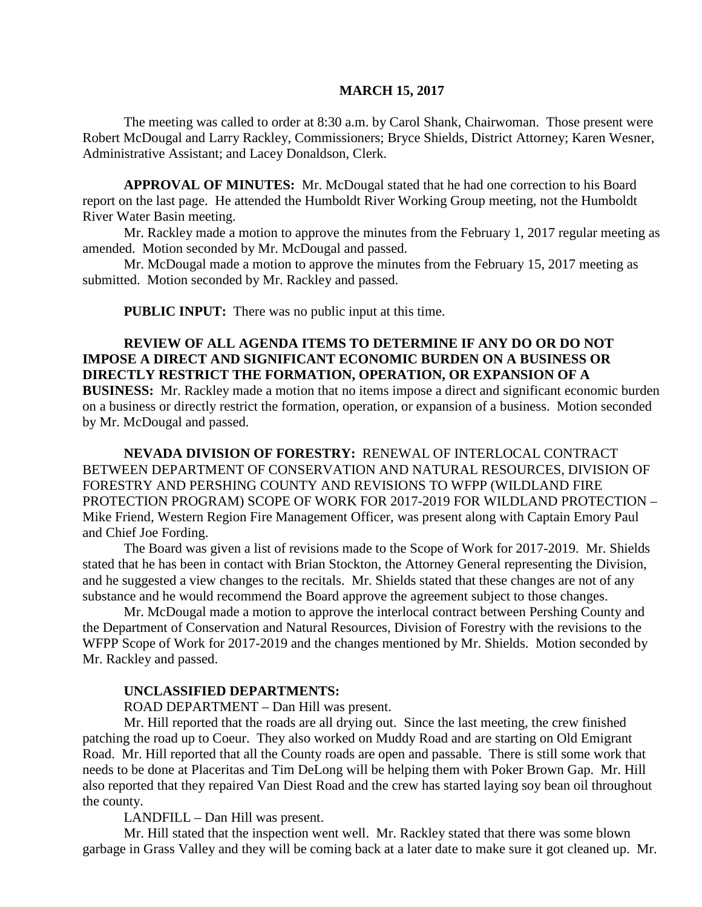**MARCH 15, 2017**

The meeting was called to order at 8:30 a.m. by Carol Shank, Chairwoman. Those present were Robert McDougal and Larry Rackley, Commissioners; Bryce Shields, District Attorney; Karen Wesner, Administrative Assistant; and Lacey Donaldson, Clerk.

**APPROVAL OF MINUTES:** Mr. McDougal stated that he had one correction to his Board report on the last page. He attended the Humboldt River Working Group meeting, not the Humboldt River Water Basin meeting.

Mr. Rackley made a motion to approve the minutes from the February 1, 2017 regular meeting as amended. Motion seconded by Mr. McDougal and passed.

Mr. McDougal made a motion to approve the minutes from the February 15, 2017 meeting as submitted. Motion seconded by Mr. Rackley and passed.

**PUBLIC INPUT:** There was no public input at this time.

**REVIEW OF ALL AGENDA ITEMS TO DETERMINE IF ANY DO OR DO NOT IMPOSE A DIRECT AND SIGNIFICANT ECONOMIC BURDEN ON A BUSINESS OR DIRECTLY RESTRICT THE FORMATION, OPERATION, OR EXPANSION OF A BUSINESS:** Mr. Rackley made a motion that no items impose a direct and significant economic burden on a business or directly restrict the formation, operation, or expansion of a business. Motion seconded by Mr. McDougal and passed.

**NEVADA DIVISION OF FORESTRY:** RENEWAL OF INTERLOCAL CONTRACT BETWEEN DEPARTMENT OF CONSERVATION AND NATURAL RESOURCES, DIVISION OF FORESTRY AND PERSHING COUNTY AND REVISIONS TO WFPP (WILDLAND FIRE PROTECTION PROGRAM) SCOPE OF WORK FOR 2017-2019 FOR WILDLAND PROTECTION – Mike Friend, Western Region Fire Management Officer, was present along with Captain Emory Paul and Chief Joe Fording.

The Board was given a list of revisions made to the Scope of Work for 2017-2019. Mr. Shields stated that he has been in contact with Brian Stockton, the Attorney General representing the Division, and he suggested a view changes to the recitals. Mr. Shields stated that these changes are not of any substance and he would recommend the Board approve the agreement subject to those changes.

Mr. McDougal made a motion to approve the interlocal contract between Pershing County and the Department of Conservation and Natural Resources, Division of Forestry with the revisions to the WFPP Scope of Work for 2017-2019 and the changes mentioned by Mr. Shields. Motion seconded by Mr. Rackley and passed.

**UNCLASSIFIED DEPARTMENTS:**

ROAD DEPARTMENT – Dan Hill was present.

Mr. Hill reported that the roads are all drying out. Since the last meeting, the crew finished patching the road up to Coeur. They also worked on Muddy Road and are starting on Old Emigrant Road. Mr. Hill reported that all the County roads are open and passable. There is still some work that needs to be done at Placeritas and Tim DeLong will be helping them with Poker Brown Gap. Mr. Hill also reported that they repaired Van Diest Road and the crew has started laying soy bean oil throughout the county.

LANDFILL – Dan Hill was present.

Mr. Hill stated that the inspection went well. Mr. Rackley stated that there was some blown garbage in Grass Valley and they will be coming back at a later date to make sure it got cleaned up. Mr.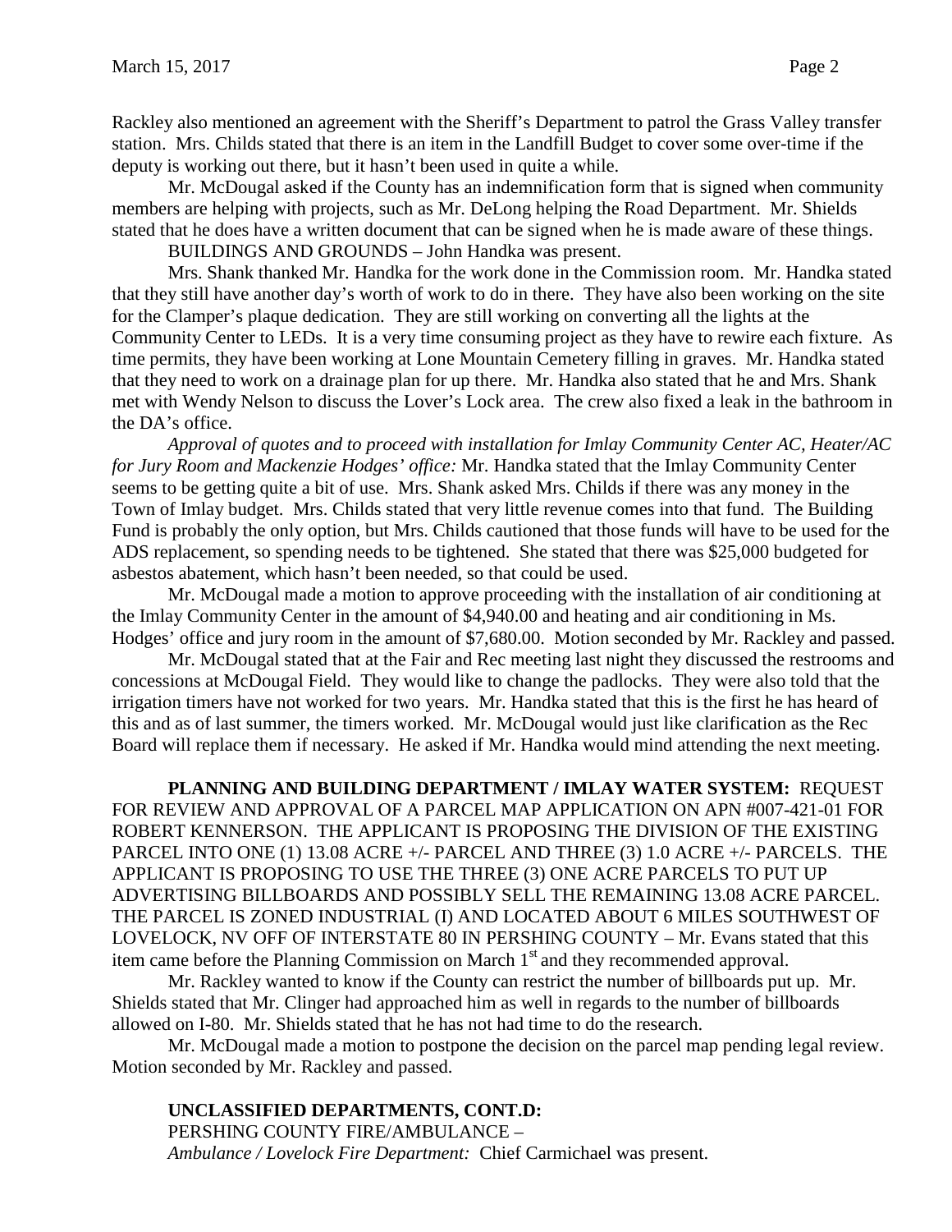Rackley also mentioned an agreement with the Sheriff's Department to patrol the Grass Valley transfer station. Mrs. Childs stated that there is an item in the Landfill Budget to cover some over-time if the deputy is working out there, but it hasn't been used in quite a while.

Mr. McDougal asked if the County has an indemnification form that is signed when community members are helping with projects, such as Mr. DeLong helping the Road Department. Mr. Shields stated that he does have a written document that can be signed when he is made aware of these things.

BUILDINGS AND GROUNDS – John Handka was present.

Mrs. Shank thanked Mr. Handka for the work done in the Commission room. Mr. Handka stated that they still have another day's worth of work to do in there. They have also been working on the site for the Clamper's plaque dedication. They are still working on converting all the lights at the Community Center to LEDs. It is a very time consuming project as they have to rewire each fixture. As time permits, they have been working at Lone Mountain Cemetery filling in graves. Mr. Handka stated that they need to work on a drainage plan for up there. Mr. Handka also stated that he and Mrs. Shank met with Wendy Nelson to discuss the Lover's Lock area. The crew also fixed a leak in the bathroom in the DA's office.

*Approval of quotes and to proceed with installation for Imlay Community Center AC, Heater/AC for Jury Room and Mackenzie Hodges' office:* Mr. Handka stated that the Imlay Community Center seems to be getting quite a bit of use. Mrs. Shank asked Mrs. Childs if there was any money in the Town of Imlay budget. Mrs. Childs stated that very little revenue comes into that fund. The Building Fund is probably the only option, but Mrs. Childs cautioned that those funds will have to be used for the ADS replacement, so spending needs to be tightened. She stated that there was $25,000 budgeted for asbestos abatement, which hasn't been needed, so that could be used.

Mr. McDougal made a motion to approve proceeding with the installation of air conditioning at the Imlay Community Center in the amount of $4,940.00 and heating and air conditioning in Ms. Hodges' office and jury room in the amount of $7,680.00. Motion seconded by Mr. Rackley and passed.

Mr. McDougal stated that at the Fair and Rec meeting last night they discussed the restrooms and concessions at McDougal Field. They would like to change the padlocks. They were also told that the irrigation timers have not worked for two years. Mr. Handka stated that this is the first he has heard of this and as of last summer, the timers worked. Mr. McDougal would just like clarification as the Rec Board will replace them if necessary. He asked if Mr. Handka would mind attending the next meeting.

**PLANNING AND BUILDING DEPARTMENT / IMLAY WATER SYSTEM:** REQUEST FOR REVIEW AND APPROVAL OF A PARCEL MAP APPLICATION ON APN #007-421-01 FOR ROBERT KENNERSON. THE APPLICANT IS PROPOSING THE DIVISION OF THE EXISTING PARCEL INTO ONE (1) 13.08 ACRE +/- PARCEL AND THREE (3) 1.0 ACRE +/- PARCELS. THE APPLICANT IS PROPOSING TO USE THE THREE (3) ONE ACRE PARCELS TO PUT UP ADVERTISING BILLBOARDS AND POSSIBLY SELL THE REMAINING 13.08 ACRE PARCEL. THE PARCEL IS ZONED INDUSTRIAL (I) AND LOCATED ABOUT 6 MILES SOUTHWEST OF LOVELOCK, NV OFF OF INTERSTATE 80 IN PERSHING COUNTY – Mr. Evans stated that this item came before the Planning Commission on March 1st and they recommended approval.

Mr. Rackley wanted to know if the County can restrict the number of billboards put up. Mr. Shields stated that Mr. Clinger had approached him as well in regards to the number of billboards allowed on I-80. Mr. Shields stated that he has not had time to do the research.

Mr. McDougal made a motion to postpone the decision on the parcel map pending legal review. Motion seconded by Mr. Rackley and passed.

**UNCLASSIFIED DEPARTMENTS, CONT.D:**

PERSHING COUNTY FIRE/AMBULANCE –

*Ambulance / Lovelock Fire Department:* Chief Carmichael was present.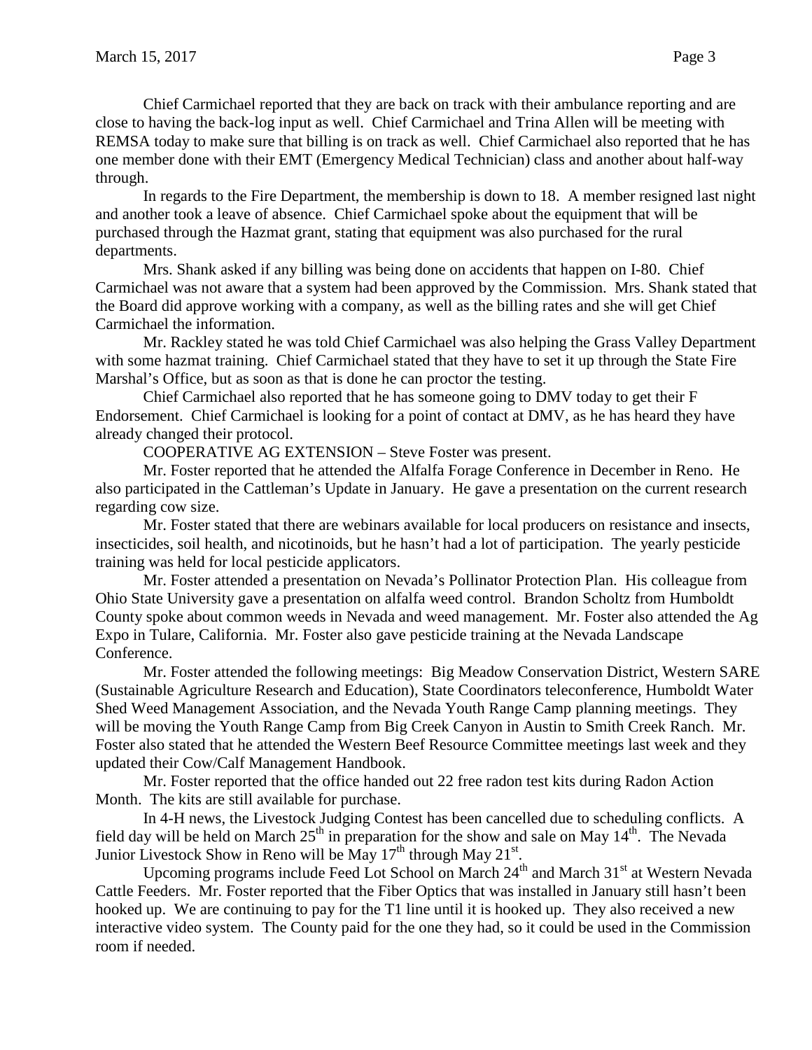Chief Carmichael reported that they are back on track with their ambulance reporting and are close to having the back-log input as well. Chief Carmichael and Trina Allen will be meeting with REMSA today to make sure that billing is on track as well. Chief Carmichael also reported that he has one member done with their EMT (Emergency Medical Technician) class and another about half-way through.

In regards to the Fire Department, the membership is down to 18. A member resigned last night and another took a leave of absence. Chief Carmichael spoke about the equipment that will be purchased through the Hazmat grant, stating that equipment was also purchased for the rural departments.

Mrs. Shank asked if any billing was being done on accidents that happen on I-80. Chief Carmichael was not aware that a system had been approved by the Commission. Mrs. Shank stated that the Board did approve working with a company, as well as the billing rates and she will get Chief Carmichael the information.

Mr. Rackley stated he was told Chief Carmichael was also helping the Grass Valley Department with some hazmat training. Chief Carmichael stated that they have to set it up through the State Fire Marshal's Office, but as soon as that is done he can proctor the testing.

Chief Carmichael also reported that he has someone going to DMV today to get their F Endorsement. Chief Carmichael is looking for a point of contact at DMV, as he has heard they have already changed their protocol.

COOPERATIVE AG EXTENSION – Steve Foster was present.

Mr. Foster reported that he attended the Alfalfa Forage Conference in December in Reno. He also participated in the Cattleman's Update in January. He gave a presentation on the current research regarding cow size.

Mr. Foster stated that there are webinars available for local producers on resistance and insects, insecticides, soil health, and nicotinoids, but he hasn't had a lot of participation. The yearly pesticide training was held for local pesticide applicators.

Mr. Foster attended a presentation on Nevada's Pollinator Protection Plan. His colleague from Ohio State University gave a presentation on alfalfa weed control. Brandon Scholtz from Humboldt County spoke about common weeds in Nevada and weed management. Mr. Foster also attended the Ag Expo in Tulare, California. Mr. Foster also gave pesticide training at the Nevada Landscape Conference.

Mr. Foster attended the following meetings: Big Meadow Conservation District, Western SARE (Sustainable Agriculture Research and Education), State Coordinators teleconference, Humboldt Water Shed Weed Management Association, and the Nevada Youth Range Camp planning meetings. They will be moving the Youth Range Camp from Big Creek Canyon in Austin to Smith Creek Ranch. Mr. Foster also stated that he attended the Western Beef Resource Committee meetings last week and they updated their Cow/Calf Management Handbook.

Mr. Foster reported that the office handed out 22 free radon test kits during Radon Action Month. The kits are still available for purchase.

In 4-H news, the Livestock Judging Contest has been cancelled due to scheduling conflicts. A field day will be held on March 25th in preparation for the show and sale on May 14th. The Nevada Junior Livestock Show in Reno will be May 17th through May 21st.

Upcoming programs include Feed Lot School on March 24th and March 31st at Western Nevada Cattle Feeders. Mr. Foster reported that the Fiber Optics that was installed in January still hasn't been hooked up. We are continuing to pay for the T1 line until it is hooked up. They also received a new interactive video system. The County paid for the one they had, so it could be used in the Commission room if needed.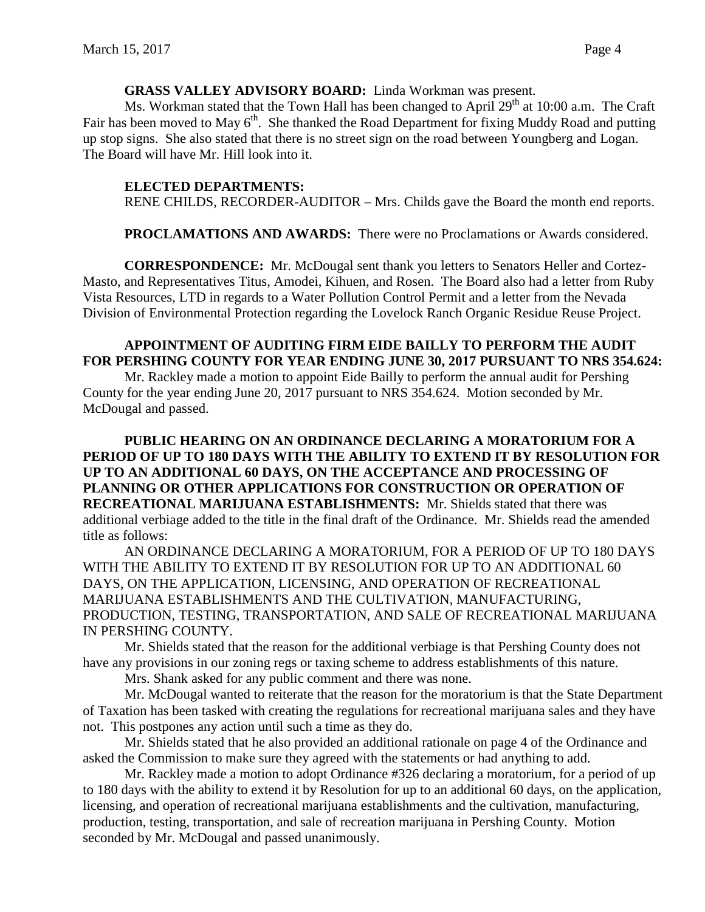**GRASS VALLEY ADVISORY BOARD:** Linda Workman was present.

Ms. Workman stated that the Town Hall has been changed to April 29th at 10:00 a.m. The Craft Fair has been moved to May 6th. She thanked the Road Department for fixing Muddy Road and putting up stop signs. She also stated that there is no street sign on the road between Youngberg and Logan. The Board will have Mr. Hill look into it.

**ELECTED DEPARTMENTS:**

RENE CHILDS, RECORDER-AUDITOR – Mrs. Childs gave the Board the month end reports.

**PROCLAMATIONS AND AWARDS:** There were no Proclamations or Awards considered.

**CORRESPONDENCE:** Mr. McDougal sent thank you letters to Senators Heller and Cortez-Masto, and Representatives Titus, Amodei, Kihuen, and Rosen. The Board also had a letter from Ruby Vista Resources, LTD in regards to a Water Pollution Control Permit and a letter from the Nevada Division of Environmental Protection regarding the Lovelock Ranch Organic Residue Reuse Project.

**APPOINTMENT OF AUDITING FIRM EIDE BAILLY TO PERFORM THE AUDIT FOR PERSHING COUNTY FOR YEAR ENDING JUNE 30, 2017 PURSUANT TO NRS 354.624:**

Mr. Rackley made a motion to appoint Eide Bailly to perform the annual audit for Pershing County for the year ending June 20, 2017 pursuant to NRS 354.624. Motion seconded by Mr. McDougal and passed.

**PUBLIC HEARING ON AN ORDINANCE DECLARING A MORATORIUM FOR A PERIOD OF UP TO 180 DAYS WITH THE ABILITY TO EXTEND IT BY RESOLUTION FOR UP TO AN ADDITIONAL 60 DAYS, ON THE ACCEPTANCE AND PROCESSING OF PLANNING OR OTHER APPLICATIONS FOR CONSTRUCTION OR OPERATION OF RECREATIONAL MARIJUANA ESTABLISHMENTS:** Mr. Shields stated that there was additional verbiage added to the title in the final draft of the Ordinance. Mr. Shields read the amended title as follows:

AN ORDINANCE DECLARING A MORATORIUM, FOR A PERIOD OF UP TO 180 DAYS WITH THE ABILITY TO EXTEND IT BY RESOLUTION FOR UP TO AN ADDITIONAL 60 DAYS, ON THE APPLICATION, LICENSING, AND OPERATION OF RECREATIONAL MARIJUANA ESTABLISHMENTS AND THE CULTIVATION, MANUFACTURING, PRODUCTION, TESTING, TRANSPORTATION, AND SALE OF RECREATIONAL MARIJUANA IN PERSHING COUNTY.

Mr. Shields stated that the reason for the additional verbiage is that Pershing County does not have any provisions in our zoning regs or taxing scheme to address establishments of this nature.

Mrs. Shank asked for any public comment and there was none.

Mr. McDougal wanted to reiterate that the reason for the moratorium is that the State Department of Taxation has been tasked with creating the regulations for recreational marijuana sales and they have not. This postpones any action until such a time as they do.

Mr. Shields stated that he also provided an additional rationale on page 4 of the Ordinance and asked the Commission to make sure they agreed with the statements or had anything to add.

Mr. Rackley made a motion to adopt Ordinance #326 declaring a moratorium, for a period of up to 180 days with the ability to extend it by Resolution for up to an additional 60 days, on the application, licensing, and operation of recreational marijuana establishments and the cultivation, manufacturing, production, testing, transportation, and sale of recreation marijuana in Pershing County. Motion seconded by Mr. McDougal and passed unanimously.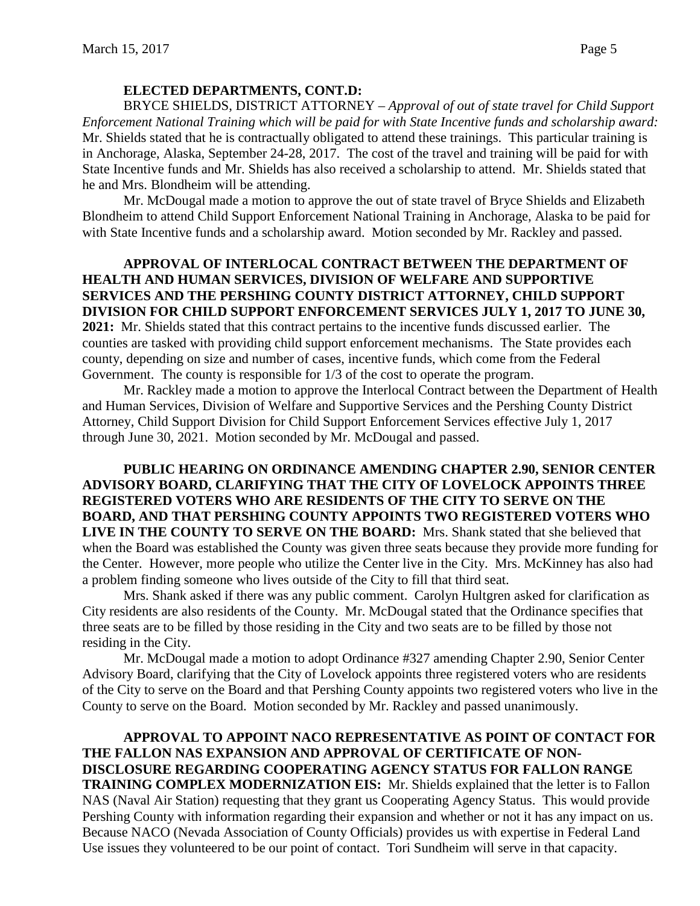**ELECTED DEPARTMENTS, CONT.D:**

BRYCE SHIELDS, DISTRICT ATTORNEY – *Approval of out of state travel for Child Support Enforcement National Training which will be paid for with State Incentive funds and scholarship award:* Mr. Shields stated that he is contractually obligated to attend these trainings. This particular training is in Anchorage, Alaska, September 24-28, 2017. The cost of the travel and training will be paid for with State Incentive funds and Mr. Shields has also received a scholarship to attend. Mr. Shields stated that he and Mrs. Blondheim will be attending.

Mr. McDougal made a motion to approve the out of state travel of Bryce Shields and Elizabeth Blondheim to attend Child Support Enforcement National Training in Anchorage, Alaska to be paid for with State Incentive funds and a scholarship award. Motion seconded by Mr. Rackley and passed.

**APPROVAL OF INTERLOCAL CONTRACT BETWEEN THE DEPARTMENT OF HEALTH AND HUMAN SERVICES, DIVISION OF WELFARE AND SUPPORTIVE SERVICES AND THE PERSHING COUNTY DISTRICT ATTORNEY, CHILD SUPPORT DIVISION FOR CHILD SUPPORT ENFORCEMENT SERVICES JULY 1, 2017 TO JUNE 30, 2021:** Mr. Shields stated that this contract pertains to the incentive funds discussed earlier. The counties are tasked with providing child support enforcement mechanisms. The State provides each county, depending on size and number of cases, incentive funds, which come from the Federal Government. The county is responsible for 1/3 of the cost to operate the program.

Mr. Rackley made a motion to approve the Interlocal Contract between the Department of Health and Human Services, Division of Welfare and Supportive Services and the Pershing County District Attorney, Child Support Division for Child Support Enforcement Services effective July 1, 2017 through June 30, 2021. Motion seconded by Mr. McDougal and passed.

**PUBLIC HEARING ON ORDINANCE AMENDING CHAPTER 2.90, SENIOR CENTER ADVISORY BOARD, CLARIFYING THAT THE CITY OF LOVELOCK APPOINTS THREE REGISTERED VOTERS WHO ARE RESIDENTS OF THE CITY TO SERVE ON THE BOARD, AND THAT PERSHING COUNTY APPOINTS TWO REGISTERED VOTERS WHO LIVE IN THE COUNTY TO SERVE ON THE BOARD:** Mrs. Shank stated that she believed that when the Board was established the County was given three seats because they provide more funding for the Center. However, more people who utilize the Center live in the City. Mrs. McKinney has also had a problem finding someone who lives outside of the City to fill that third seat.

Mrs. Shank asked if there was any public comment. Carolyn Hultgren asked for clarification as City residents are also residents of the County. Mr. McDougal stated that the Ordinance specifies that three seats are to be filled by those residing in the City and two seats are to be filled by those not residing in the City.

Mr. McDougal made a motion to adopt Ordinance #327 amending Chapter 2.90, Senior Center Advisory Board, clarifying that the City of Lovelock appoints three registered voters who are residents of the City to serve on the Board and that Pershing County appoints two registered voters who live in the County to serve on the Board. Motion seconded by Mr. Rackley and passed unanimously.

**APPROVAL TO APPOINT NACO REPRESENTATIVE AS POINT OF CONTACT FOR THE FALLON NAS EXPANSION AND APPROVAL OF CERTIFICATE OF NON-DISCLOSURE REGARDING COOPERATING AGENCY STATUS FOR FALLON RANGE TRAINING COMPLEX MODERNIZATION EIS:** Mr. Shields explained that the letter is to Fallon NAS (Naval Air Station) requesting that they grant us Cooperating Agency Status. This would provide Pershing County with information regarding their expansion and whether or not it has any impact on us. Because NACO (Nevada Association of County Officials) provides us with expertise in Federal Land Use issues they volunteered to be our point of contact. Tori Sundheim will serve in that capacity.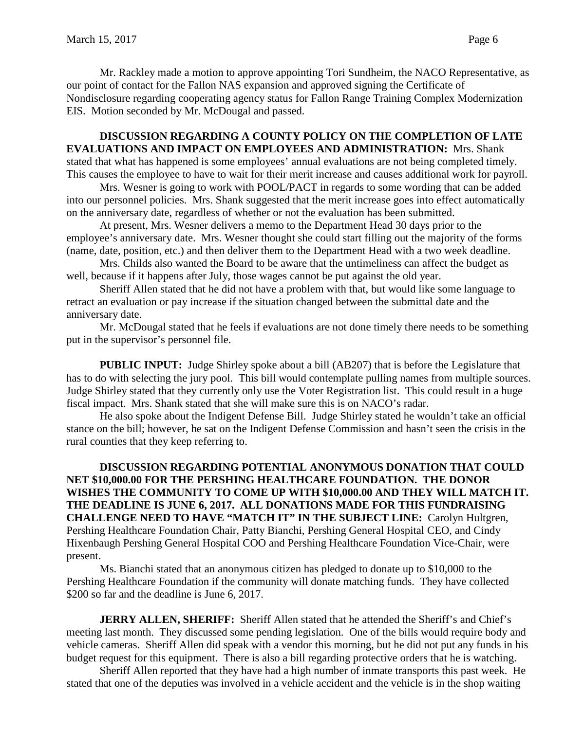Mr. Rackley made a motion to approve appointing Tori Sundheim, the NACO Representative, as our point of contact for the Fallon NAS expansion and approved signing the Certificate of Nondisclosure regarding cooperating agency status for Fallon Range Training Complex Modernization EIS. Motion seconded by Mr. McDougal and passed.

**DISCUSSION REGARDING A COUNTY POLICY ON THE COMPLETION OF LATE EVALUATIONS AND IMPACT ON EMPLOYEES AND ADMINISTRATION:** Mrs. Shank stated that what has happened is some employees' annual evaluations are not being completed timely. This causes the employee to have to wait for their merit increase and causes additional work for payroll.

Mrs. Wesner is going to work with POOL/PACT in regards to some wording that can be added into our personnel policies. Mrs. Shank suggested that the merit increase goes into effect automatically on the anniversary date, regardless of whether or not the evaluation has been submitted.

At present, Mrs. Wesner delivers a memo to the Department Head 30 days prior to the employee's anniversary date. Mrs. Wesner thought she could start filling out the majority of the forms (name, date, position, etc.) and then deliver them to the Department Head with a two week deadline.

Mrs. Childs also wanted the Board to be aware that the untimeliness can affect the budget as well, because if it happens after July, those wages cannot be put against the old year.

Sheriff Allen stated that he did not have a problem with that, but would like some language to retract an evaluation or pay increase if the situation changed between the submittal date and the anniversary date.

Mr. McDougal stated that he feels if evaluations are not done timely there needs to be something put in the supervisor's personnel file.

**PUBLIC INPUT:** Judge Shirley spoke about a bill (AB207) that is before the Legislature that has to do with selecting the jury pool. This bill would contemplate pulling names from multiple sources. Judge Shirley stated that they currently only use the Voter Registration list. This could result in a huge fiscal impact. Mrs. Shank stated that she will make sure this is on NACO's radar.

He also spoke about the Indigent Defense Bill. Judge Shirley stated he wouldn't take an official stance on the bill; however, he sat on the Indigent Defense Commission and hasn't seen the crisis in the rural counties that they keep referring to.

**DISCUSSION REGARDING POTENTIAL ANONYMOUS DONATION THAT COULD NET $10,000.00 FOR THE PERSHING HEALTHCARE FOUNDATION. THE DONOR WISHES THE COMMUNITY TO COME UP WITH $10,000.00 AND THEY WILL MATCH IT. THE DEADLINE IS JUNE 6, 2017. ALL DONATIONS MADE FOR THIS FUNDRAISING CHALLENGE NEED TO HAVE "MATCH IT" IN THE SUBJECT LINE:** Carolyn Hultgren, Pershing Healthcare Foundation Chair, Patty Bianchi, Pershing General Hospital CEO, and Cindy Hixenbaugh Pershing General Hospital COO and Pershing Healthcare Foundation Vice-Chair, were present.

Ms. Bianchi stated that an anonymous citizen has pledged to donate up to $10,000 to the Pershing Healthcare Foundation if the community will donate matching funds. They have collected $200 so far and the deadline is June 6, 2017.

**JERRY ALLEN, SHERIFF:** Sheriff Allen stated that he attended the Sheriff's and Chief's meeting last month. They discussed some pending legislation. One of the bills would require body and vehicle cameras. Sheriff Allen did speak with a vendor this morning, but he did not put any funds in his budget request for this equipment. There is also a bill regarding protective orders that he is watching.

Sheriff Allen reported that they have had a high number of inmate transports this past week. He stated that one of the deputies was involved in a vehicle accident and the vehicle is in the shop waiting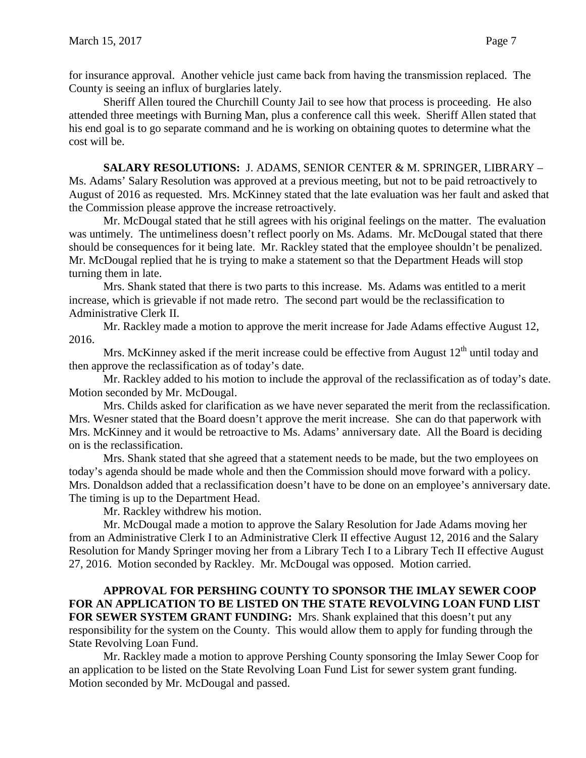for insurance approval. Another vehicle just came back from having the transmission replaced. The County is seeing an influx of burglaries lately.

Sheriff Allen toured the Churchill County Jail to see how that process is proceeding. He also attended three meetings with Burning Man, plus a conference call this week. Sheriff Allen stated that his end goal is to go separate command and he is working on obtaining quotes to determine what the cost will be.

**SALARY RESOLUTIONS:** J. ADAMS, SENIOR CENTER & M. SPRINGER, LIBRARY – Ms. Adams' Salary Resolution was approved at a previous meeting, but not to be paid retroactively to August of 2016 as requested. Mrs. McKinney stated that the late evaluation was her fault and asked that the Commission please approve the increase retroactively.

Mr. McDougal stated that he still agrees with his original feelings on the matter. The evaluation was untimely. The untimeliness doesn't reflect poorly on Ms. Adams. Mr. McDougal stated that there should be consequences for it being late. Mr. Rackley stated that the employee shouldn't be penalized. Mr. McDougal replied that he is trying to make a statement so that the Department Heads will stop turning them in late.

Mrs. Shank stated that there is two parts to this increase. Ms. Adams was entitled to a merit increase, which is grievable if not made retro. The second part would be the reclassification to Administrative Clerk II.

Mr. Rackley made a motion to approve the merit increase for Jade Adams effective August 12, 2016.

Mrs. McKinney asked if the merit increase could be effective from August 12th until today and then approve the reclassification as of today's date.

Mr. Rackley added to his motion to include the approval of the reclassification as of today's date. Motion seconded by Mr. McDougal.

Mrs. Childs asked for clarification as we have never separated the merit from the reclassification. Mrs. Wesner stated that the Board doesn't approve the merit increase. She can do that paperwork with Mrs. McKinney and it would be retroactive to Ms. Adams' anniversary date. All the Board is deciding on is the reclassification.

Mrs. Shank stated that she agreed that a statement needs to be made, but the two employees on today's agenda should be made whole and then the Commission should move forward with a policy. Mrs. Donaldson added that a reclassification doesn't have to be done on an employee's anniversary date. The timing is up to the Department Head.

Mr. Rackley withdrew his motion.

Mr. McDougal made a motion to approve the Salary Resolution for Jade Adams moving her from an Administrative Clerk I to an Administrative Clerk II effective August 12, 2016 and the Salary Resolution for Mandy Springer moving her from a Library Tech I to a Library Tech II effective August 27, 2016. Motion seconded by Rackley. Mr. McDougal was opposed. Motion carried.

**APPROVAL FOR PERSHING COUNTY TO SPONSOR THE IMLAY SEWER COOP FOR AN APPLICATION TO BE LISTED ON THE STATE REVOLVING LOAN FUND LIST FOR SEWER SYSTEM GRANT FUNDING:** Mrs. Shank explained that this doesn't put any responsibility for the system on the County. This would allow them to apply for funding through the State Revolving Loan Fund.

Mr. Rackley made a motion to approve Pershing County sponsoring the Imlay Sewer Coop for an application to be listed on the State Revolving Loan Fund List for sewer system grant funding. Motion seconded by Mr. McDougal and passed.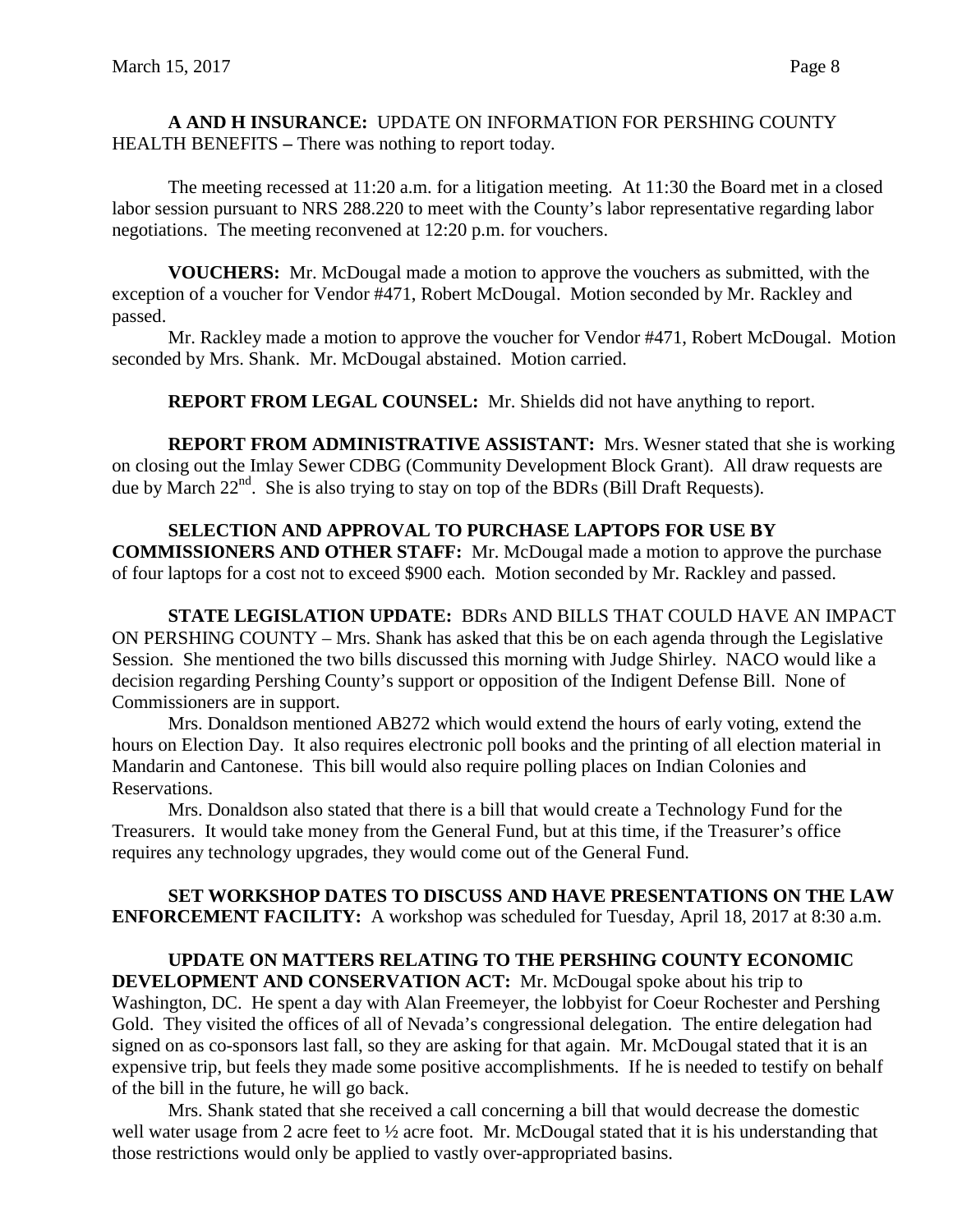**A AND H INSURANCE:** UPDATE ON INFORMATION FOR PERSHING COUNTY HEALTH BENEFITS **–** There was nothing to report today.

The meeting recessed at 11:20 a.m. for a litigation meeting. At 11:30 the Board met in a closed labor session pursuant to NRS 288.220 to meet with the County's labor representative regarding labor negotiations. The meeting reconvened at 12:20 p.m. for vouchers.

**VOUCHERS:** Mr. McDougal made a motion to approve the vouchers as submitted, with the exception of a voucher for Vendor #471, Robert McDougal. Motion seconded by Mr. Rackley and passed.

Mr. Rackley made a motion to approve the voucher for Vendor #471, Robert McDougal. Motion seconded by Mrs. Shank. Mr. McDougal abstained. Motion carried.

**REPORT FROM LEGAL COUNSEL:** Mr. Shields did not have anything to report.

**REPORT FROM ADMINISTRATIVE ASSISTANT:** Mrs. Wesner stated that she is working on closing out the Imlay Sewer CDBG (Community Development Block Grant). All draw requests are due by March 22nd. She is also trying to stay on top of the BDRs (Bill Draft Requests).

**SELECTION AND APPROVAL TO PURCHASE LAPTOPS FOR USE BY COMMISSIONERS AND OTHER STAFF:** Mr. McDougal made a motion to approve the purchase of four laptops for a cost not to exceed $900 each. Motion seconded by Mr. Rackley and passed.

**STATE LEGISLATION UPDATE:** BDRs AND BILLS THAT COULD HAVE AN IMPACT ON PERSHING COUNTY – Mrs. Shank has asked that this be on each agenda through the Legislative Session. She mentioned the two bills discussed this morning with Judge Shirley. NACO would like a decision regarding Pershing County's support or opposition of the Indigent Defense Bill. None of Commissioners are in support.

Mrs. Donaldson mentioned AB272 which would extend the hours of early voting, extend the hours on Election Day. It also requires electronic poll books and the printing of all election material in Mandarin and Cantonese. This bill would also require polling places on Indian Colonies and Reservations.

Mrs. Donaldson also stated that there is a bill that would create a Technology Fund for the Treasurers. It would take money from the General Fund, but at this time, if the Treasurer's office requires any technology upgrades, they would come out of the General Fund.

**SET WORKSHOP DATES TO DISCUSS AND HAVE PRESENTATIONS ON THE LAW ENFORCEMENT FACILITY:** A workshop was scheduled for Tuesday, April 18, 2017 at 8:30 a.m.

**UPDATE ON MATTERS RELATING TO THE PERSHING COUNTY ECONOMIC DEVELOPMENT AND CONSERVATION ACT:** Mr. McDougal spoke about his trip to Washington, DC. He spent a day with Alan Freemeyer, the lobbyist for Coeur Rochester and Pershing Gold. They visited the offices of all of Nevada's congressional delegation. The entire delegation had signed on as co-sponsors last fall, so they are asking for that again. Mr. McDougal stated that it is an expensive trip, but feels they made some positive accomplishments. If he is needed to testify on behalf of the bill in the future, he will go back.

Mrs. Shank stated that she received a call concerning a bill that would decrease the domestic well water usage from 2 acre feet to ½ acre foot. Mr. McDougal stated that it is his understanding that those restrictions would only be applied to vastly over-appropriated basins.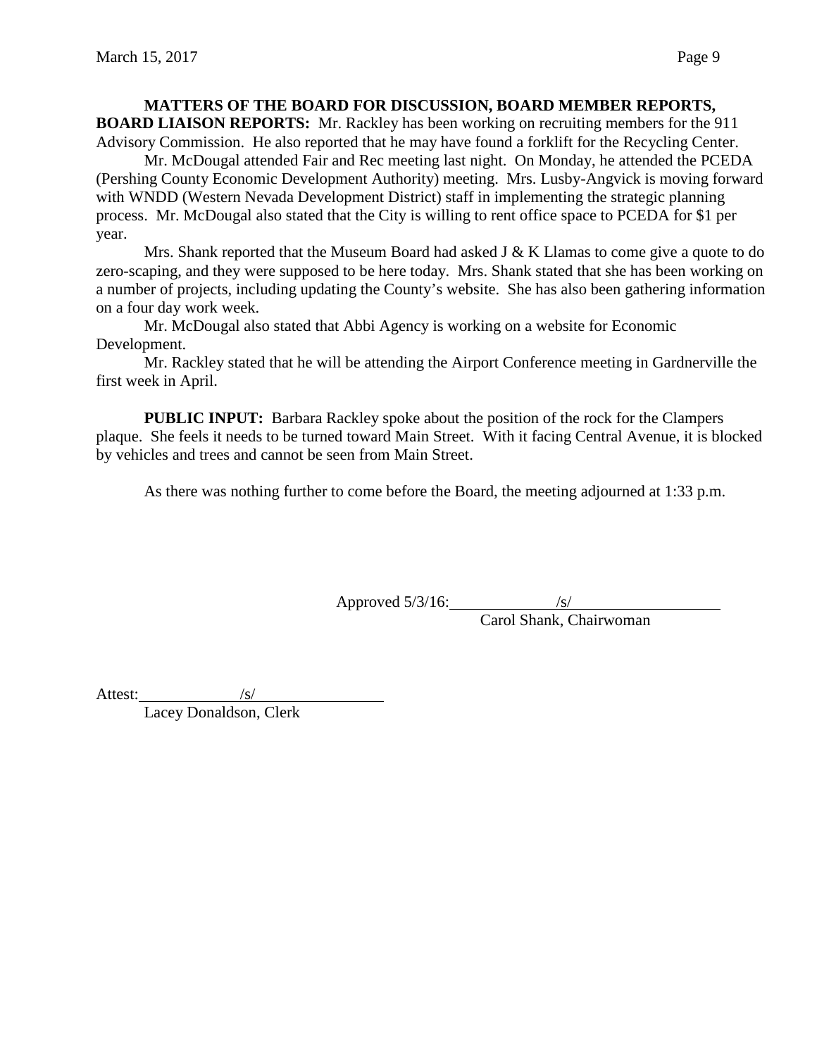**MATTERS OF THE BOARD FOR DISCUSSION, BOARD MEMBER REPORTS, BOARD LIAISON REPORTS:** Mr. Rackley has been working on recruiting members for the 911 Advisory Commission. He also reported that he may have found a forklift for the Recycling Center.

Mr. McDougal attended Fair and Rec meeting last night. On Monday, he attended the PCEDA (Pershing County Economic Development Authority) meeting. Mrs. Lusby-Angvick is moving forward with WNDD (Western Nevada Development District) staff in implementing the strategic planning process. Mr. McDougal also stated that the City is willing to rent office space to PCEDA for $1 per year.

Mrs. Shank reported that the Museum Board had asked J & K Llamas to come give a quote to do zero-scaping, and they were supposed to be here today. Mrs. Shank stated that she has been working on a number of projects, including updating the County's website. She has also been gathering information on a four day work week.

Mr. McDougal also stated that Abbi Agency is working on a website for Economic Development.

Mr. Rackley stated that he will be attending the Airport Conference meeting in Gardnerville the first week in April.

**PUBLIC INPUT:** Barbara Rackley spoke about the position of the rock for the Clampers plaque. She feels it needs to be turned toward Main Street. With it facing Central Avenue, it is blocked by vehicles and trees and cannot be seen from Main Street.

As there was nothing further to come before the Board, the meeting adjourned at 1:33 p.m.

Approved 5/3/16: /s/
Carol Shank, Chairwoman

Attest: /s/
Lacey Donaldson, Clerk